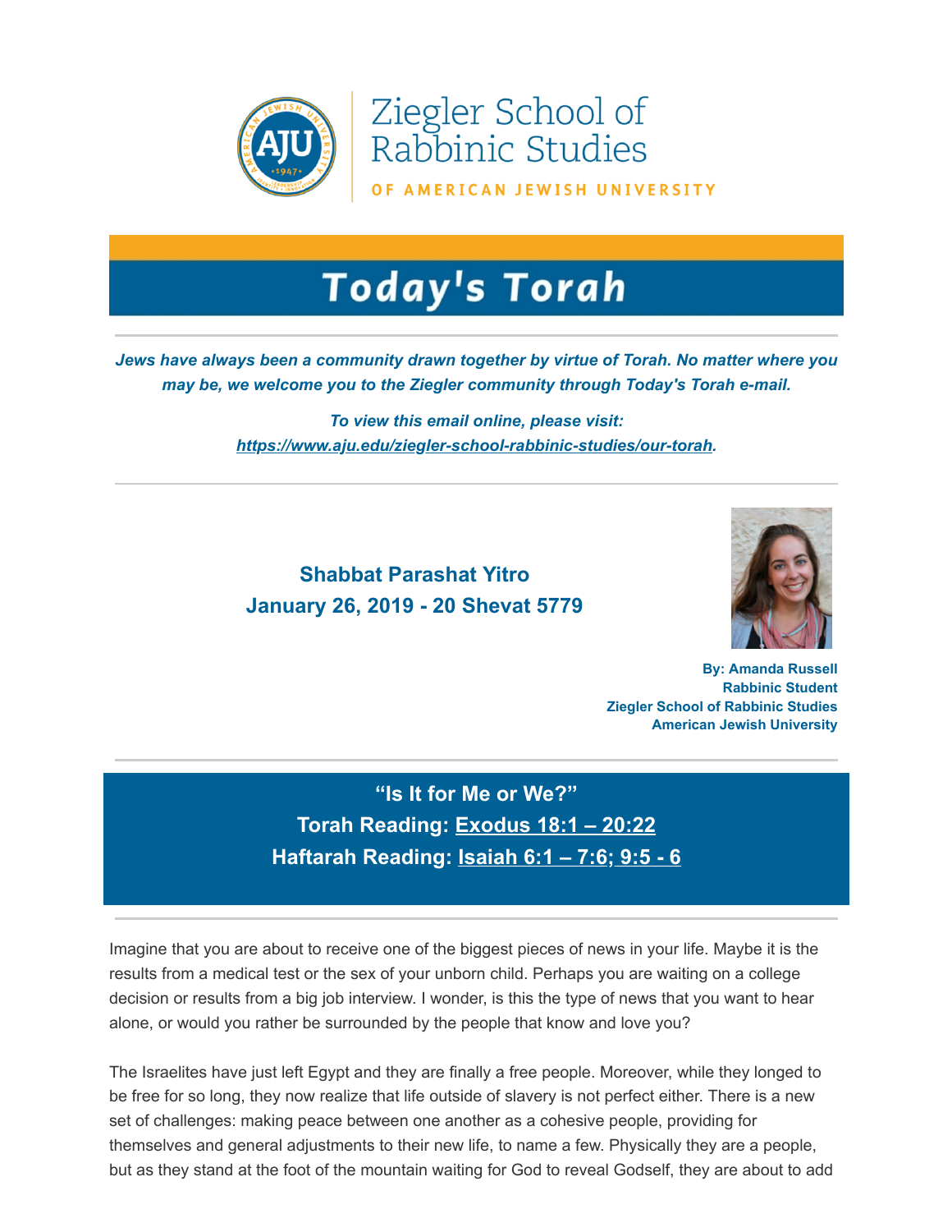# Ziegler School of Rabbinic Studies

OF AMERICAN JEWISH UNIVERSITY

# Today's Torah

***Jews have always been a community drawn together by virtue of Torah. No matter where you may be, we welcome you to the Ziegler community through Today's Torah e-mail.***

***To view this email online, please visit: https://www.aju.edu/ziegler-school-rabbinic-studies/our-torah.***

## Shabbat Parashat Yitro
## January 26, 2019 - 20 Shevat 5779

**By: Amanda Russell**
**Rabbinic Student**
**Ziegler School of Rabbinic Studies**
**American Jewish University**

## "Is It for Me or We?"

**Torah Reading: Exodus 18:1 – 20:22**

**Haftarah Reading: Isaiah 6:1 – 7:6; 9:5 - 6**

Imagine that you are about to receive one of the biggest pieces of news in your life. Maybe it is the results from a medical test or the sex of your unborn child. Perhaps you are waiting on a college decision or results from a big job interview. I wonder, is this the type of news that you want to hear alone, or would you rather be surrounded by the people that know and love you?

The Israelites have just left Egypt and they are finally a free people. Moreover, while they longed to be free for so long, they now realize that life outside of slavery is not perfect either. There is a new set of challenges: making peace between one another as a cohesive people, providing for themselves and general adjustments to their new life, to name a few. Physically they are a people, but as they stand at the foot of the mountain waiting for God to reveal Godself, they are about to add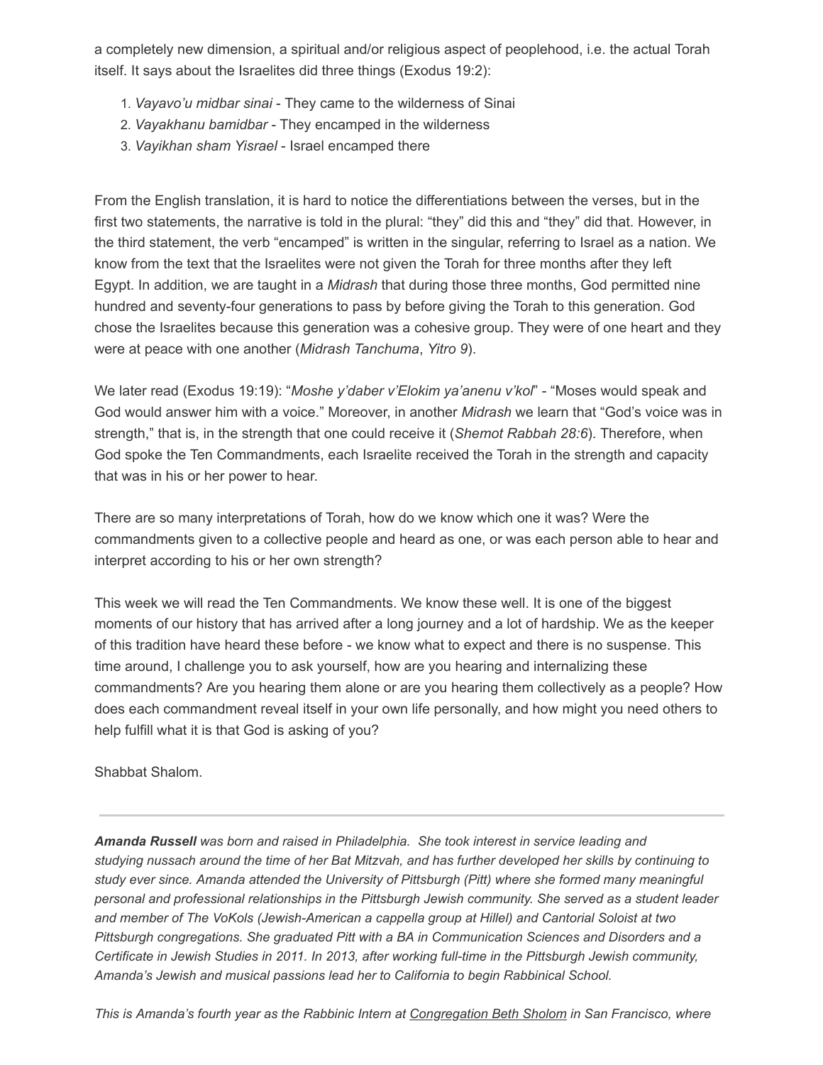a completely new dimension, a spiritual and/or religious aspect of peoplehood, i.e. the actual Torah itself. It says about the Israelites did three things (Exodus 19:2):

1. *Vayavo'u midbar sinai* - They came to the wilderness of Sinai
2. *Vayakhanu bamidbar* - They encamped in the wilderness
3. *Vayikhan sham Yisrael* - Israel encamped there

From the English translation, it is hard to notice the differentiations between the verses, but in the first two statements, the narrative is told in the plural: "they" did this and "they" did that. However, in the third statement, the verb "encamped" is written in the singular, referring to Israel as a nation. We know from the text that the Israelites were not given the Torah for three months after they left Egypt. In addition, we are taught in a *Midrash* that during those three months, God permitted nine hundred and seventy-four generations to pass by before giving the Torah to this generation. God chose the Israelites because this generation was a cohesive group. They were of one heart and they were at peace with one another (*Midrash Tanchuma*, *Yitro 9*).

We later read (Exodus 19:19): "*Moshe y'daber v'Elokim ya'anenu v'kol*" - "Moses would speak and God would answer him with a voice." Moreover, in another *Midrash* we learn that "God's voice was in strength," that is, in the strength that one could receive it (*Shemot Rabbah 28:6*). Therefore, when God spoke the Ten Commandments, each Israelite received the Torah in the strength and capacity that was in his or her power to hear.

There are so many interpretations of Torah, how do we know which one it was? Were the commandments given to a collective people and heard as one, or was each person able to hear and interpret according to his or her own strength?

This week we will read the Ten Commandments. We know these well. It is one of the biggest moments of our history that has arrived after a long journey and a lot of hardship. We as the keeper of this tradition have heard these before - we know what to expect and there is no suspense. This time around, I challenge you to ask yourself, how are you hearing and internalizing these commandments? Are you hearing them alone or are you hearing them collectively as a people? How does each commandment reveal itself in your own life personally, and how might you need others to help fulfill what it is that God is asking of you?

Shabbat Shalom.

---

***Amanda Russell*** *was born and raised in Philadelphia. She took interest in service leading and studying nussach around the time of her Bat Mitzvah, and has further developed her skills by continuing to study ever since. Amanda attended the University of Pittsburgh (Pitt) where she formed many meaningful personal and professional relationships in the Pittsburgh Jewish community. She served as a student leader and member of The VoKols (Jewish-American a cappella group at Hillel) and Cantorial Soloist at two Pittsburgh congregations. She graduated Pitt with a BA in Communication Sciences and Disorders and a Certificate in Jewish Studies in 2011. In 2013, after working full-time in the Pittsburgh Jewish community, Amanda's Jewish and musical passions lead her to California to begin Rabbinical School.*

*This is Amanda's fourth year as the Rabbinic Intern at Congregation Beth Sholom in San Francisco, where*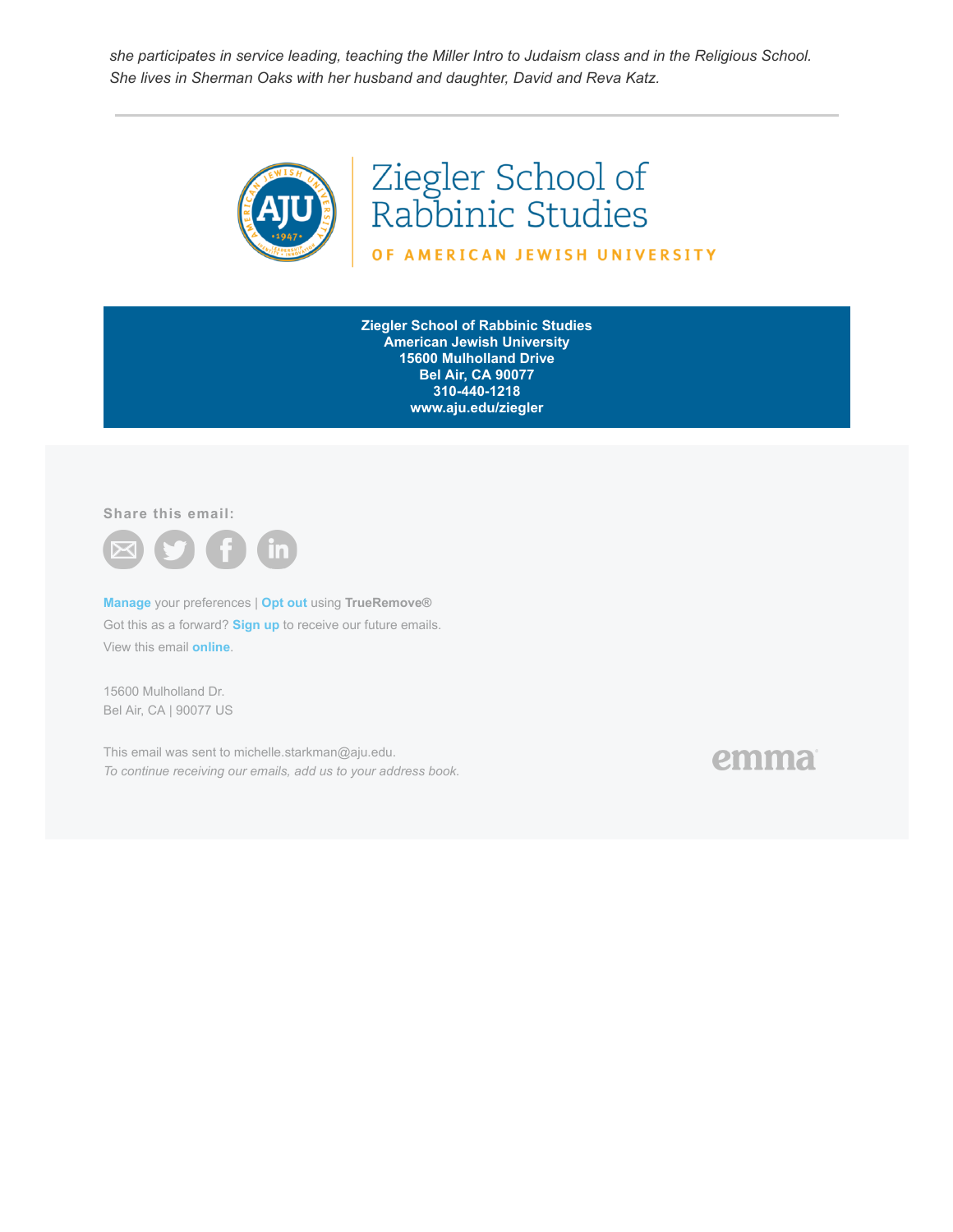*she participates in service leading, teaching the Miller Intro to Judaism class and in the Religious School. She lives in Sherman Oaks with her husband and daughter, David and Reva Katz.*

---

Ziegler School of Rabbinic Studies

OF AMERICAN JEWISH UNIVERSITY

**Ziegler School of Rabbinic Studies**
**American Jewish University**
**15600 Mulholland Drive**
**Bel Air, CA 90077**
**310-440-1218**
**www.aju.edu/ziegler**

**Share this email:**

**Manage** your preferences | **Opt out** using **TrueRemove®**
Got this as a forward? **Sign up** to receive our future emails.
View this email **online**.

15600 Mulholland Dr.
Bel Air, CA | 90077 US

This email was sent to michelle.starkman@aju.edu.
*To continue receiving our emails, add us to your address book.*

emma